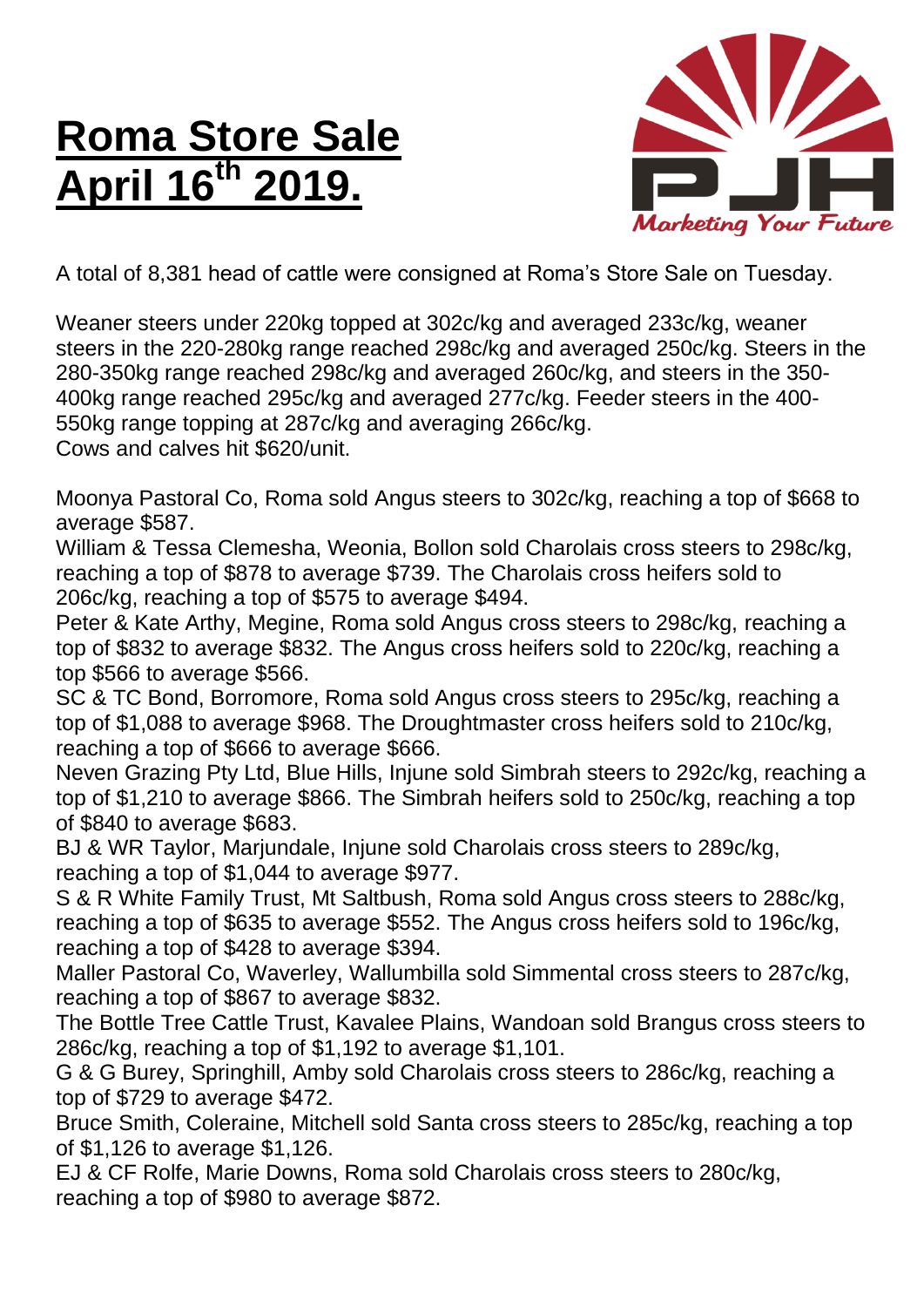# Roma Store Sale April 16th 2019.

A total of 8,381 head of cattle were consigned at Roma's Store Sale on Tuesday.

Weaner steers under 220kg topped at 302c/kg and averaged 233c/kg, weaner steers in the 220-280kg range reached 298c/kg and averaged 250c/kg. Steers in the 280-350kg range reached 298c/kg and averaged 260c/kg, and steers in the 350-400kg range reached 295c/kg and averaged 277c/kg. Feeder steers in the 400-550kg range topping at 287c/kg and averaging 266c/kg.
Cows and calves hit $620/unit.

Moonya Pastoral Co, Roma sold Angus steers to 302c/kg, reaching a top of $668 to average $587.
William & Tessa Clemesha, Weonia, Bollon sold Charolais cross steers to 298c/kg, reaching a top of $878 to average $739. The Charolais cross heifers sold to 206c/kg, reaching a top of $575 to average $494.
Peter & Kate Arthy, Megine, Roma sold Angus cross steers to 298c/kg, reaching a top of $832 to average $832. The Angus cross heifers sold to 220c/kg, reaching a top $566 to average $566.
SC & TC Bond, Borromore, Roma sold Angus cross steers to 295c/kg, reaching a top of $1,088 to average $968. The Droughtmaster cross heifers sold to 210c/kg, reaching a top of $666 to average $666.
Neven Grazing Pty Ltd, Blue Hills, Injune sold Simbrah steers to 292c/kg, reaching a top of $1,210 to average $866. The Simbrah heifers sold to 250c/kg, reaching a top of $840 to average $683.
BJ & WR Taylor, Marjundale, Injune sold Charolais cross steers to 289c/kg, reaching a top of $1,044 to average $977.
S & R White Family Trust, Mt Saltbush, Roma sold Angus cross steers to 288c/kg, reaching a top of $635 to average $552. The Angus cross heifers sold to 196c/kg, reaching a top of $428 to average $394.
Maller Pastoral Co, Waverley, Wallumbilla sold Simmental cross steers to 287c/kg, reaching a top of $867 to average $832.
The Bottle Tree Cattle Trust, Kavalee Plains, Wandoan sold Brangus cross steers to 286c/kg, reaching a top of $1,192 to average $1,101.
G & G Burey, Springhill, Amby sold Charolais cross steers to 286c/kg, reaching a top of $729 to average $472.
Bruce Smith, Coleraine, Mitchell sold Santa cross steers to 285c/kg, reaching a top of $1,126 to average $1,126.
EJ & CF Rolfe, Marie Downs, Roma sold Charolais cross steers to 280c/kg, reaching a top of $980 to average $872.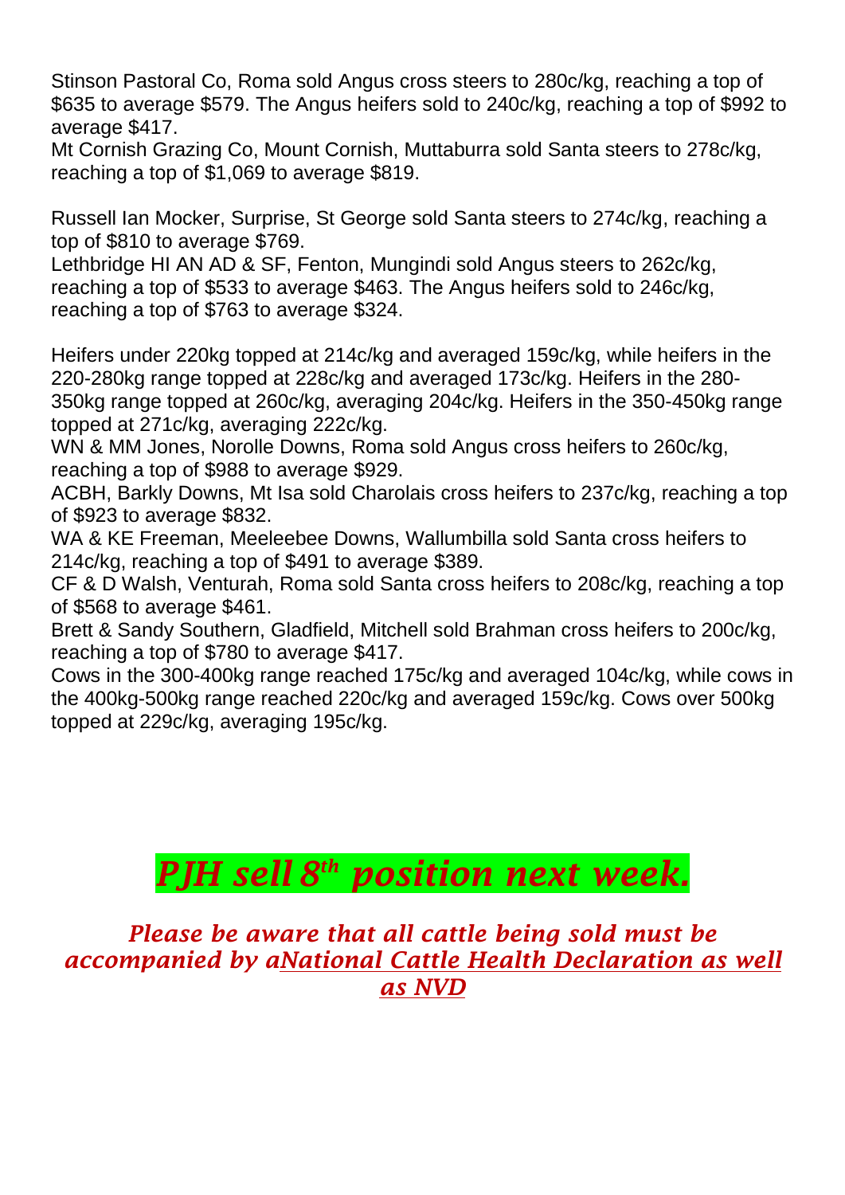Stinson Pastoral Co, Roma sold Angus cross steers to 280c/kg, reaching a top of $635 to average $579. The Angus heifers sold to 240c/kg, reaching a top of $992 to average $417.
Mt Cornish Grazing Co, Mount Cornish, Muttaburra sold Santa steers to 278c/kg, reaching a top of $1,069 to average $819.

Russell Ian Mocker, Surprise, St George sold Santa steers to 274c/kg, reaching a top of $810 to average $769.
Lethbridge HI AN AD & SF, Fenton, Mungindi sold Angus steers to 262c/kg, reaching a top of $533 to average $463. The Angus heifers sold to 246c/kg, reaching a top of $763 to average $324.

Heifers under 220kg topped at 214c/kg and averaged 159c/kg, while heifers in the 220-280kg range topped at 228c/kg and averaged 173c/kg. Heifers in the 280-350kg range topped at 260c/kg, averaging 204c/kg. Heifers in the 350-450kg range topped at 271c/kg, averaging 222c/kg.
WN & MM Jones, Norolle Downs, Roma sold Angus cross heifers to 260c/kg, reaching a top of $988 to average $929.
ACBH, Barkly Downs, Mt Isa sold Charolais cross heifers to 237c/kg, reaching a top of $923 to average $832.
WA & KE Freeman, Meeleebee Downs, Wallumbilla sold Santa cross heifers to 214c/kg, reaching a top of $491 to average $389.
CF & D Walsh, Venturah, Roma sold Santa cross heifers to 208c/kg, reaching a top of $568 to average $461.
Brett & Sandy Southern, Gladfield, Mitchell sold Brahman cross heifers to 200c/kg, reaching a top of $780 to average $417.
Cows in the 300-400kg range reached 175c/kg and averaged 104c/kg, while cows in the 400kg-500kg range reached 220c/kg and averaged 159c/kg. Cows over 500kg topped at 229c/kg, averaging 195c/kg.

## *PJH sell 8th position next week.*

***Please be aware that all cattle being sold must be accompanied by aNational Cattle Health Declaration as well as NVD***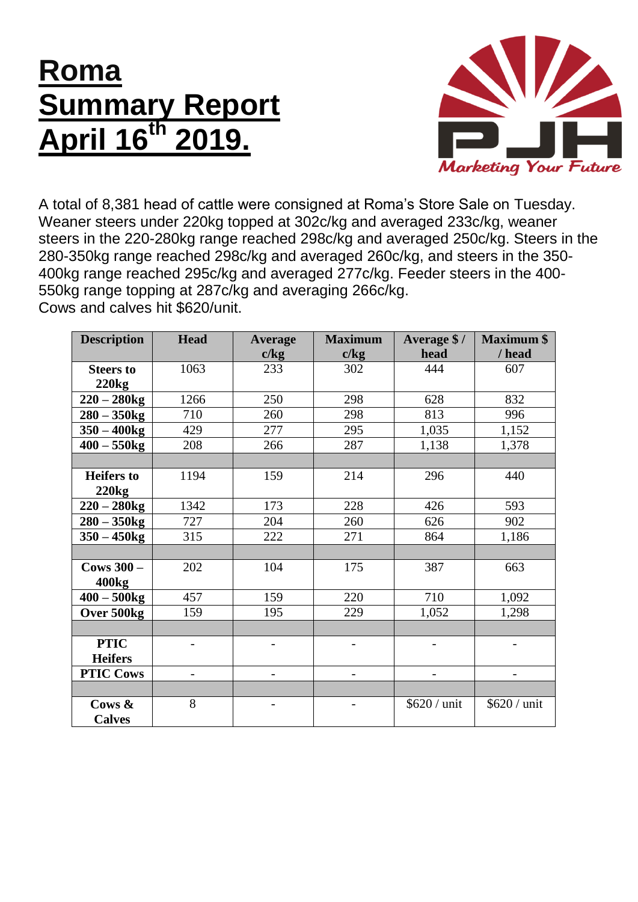# Roma Summary Report April 16th 2019.

Marketing Your Future

A total of 8,381 head of cattle were consigned at Roma's Store Sale on Tuesday. Weaner steers under 220kg topped at 302c/kg and averaged 233c/kg, weaner steers in the 220-280kg range reached 298c/kg and averaged 250c/kg. Steers in the 280-350kg range reached 298c/kg and averaged 260c/kg, and steers in the 350-400kg range reached 295c/kg and averaged 277c/kg. Feeder steers in the 400-550kg range topping at 287c/kg and averaging 266c/kg.
Cows and calves hit $620/unit.

| Description | Head | Average c/kg | Maximum c/kg | Average $ / head | Maximum $ / head |
|---|---|---|---|---|---|
| **Steers to 220kg** | 1063 | 233 | 302 | 444 | 607 |
| **220 – 280kg** | 1266 | 250 | 298 | 628 | 832 |
| **280 – 350kg** | 710 | 260 | 298 | 813 | 996 |
| **350 – 400kg** | 429 | 277 | 295 | 1,035 | 1,152 |
| **400 – 550kg** | 208 | 266 | 287 | 1,138 | 1,378 |
| | | | | | |
| **Heifers to 220kg** | 1194 | 159 | 214 | 296 | 440 |
| **220 – 280kg** | 1342 | 173 | 228 | 426 | 593 |
| **280 – 350kg** | 727 | 204 | 260 | 626 | 902 |
| **350 – 450kg** | 315 | 222 | 271 | 864 | 1,186 |
| | | | | | |
| **Cows 300 – 400kg** | 202 | 104 | 175 | 387 | 663 |
| **400 – 500kg** | 457 | 159 | 220 | 710 | 1,092 |
| **Over 500kg** | 159 | 195 | 229 | 1,052 | 1,298 |
| | | | | | |
| **PTIC Heifers** | - | - | - | - | - |
| **PTIC Cows** | - | - | - | - | - |
| | | | | | |
| **Cows & Calves** | 8 | - | - | $620 / unit | $620 / unit |